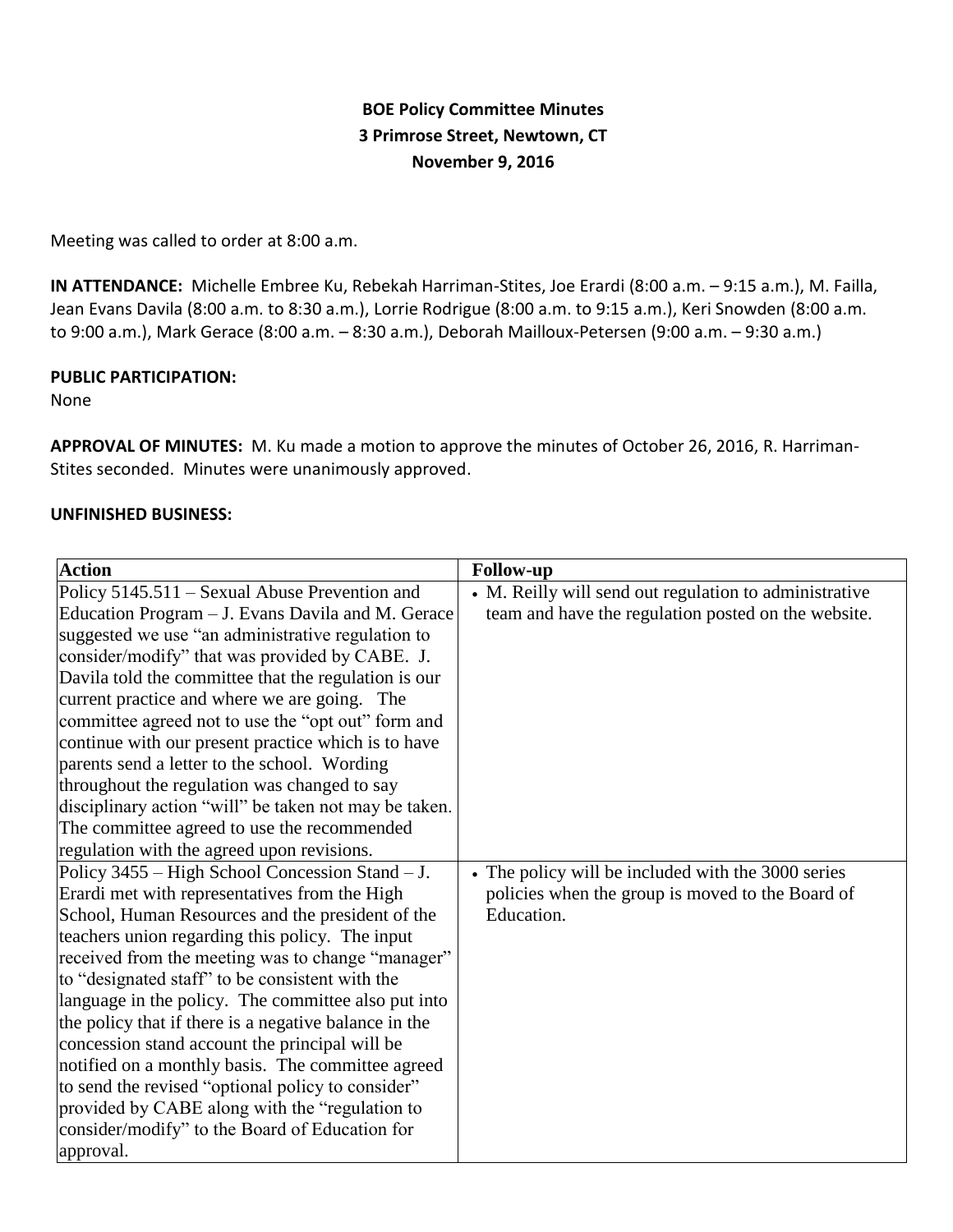**BOE Policy Committee Minutes**
**3 Primrose Street, Newtown, CT**
**November 9, 2016**

Meeting was called to order at 8:00 a.m.

**IN ATTENDANCE:** Michelle Embree Ku, Rebekah Harriman-Stites, Joe Erardi (8:00 a.m. – 9:15 a.m.), M. Failla, Jean Evans Davila (8:00 a.m. to 8:30 a.m.), Lorrie Rodrigue (8:00 a.m. to 9:15 a.m.), Keri Snowden (8:00 a.m. to 9:00 a.m.), Mark Gerace (8:00 a.m. – 8:30 a.m.), Deborah Mailloux-Petersen (9:00 a.m. – 9:30 a.m.)

**PUBLIC PARTICIPATION:**
None

**APPROVAL OF MINUTES:** M. Ku made a motion to approve the minutes of October 26, 2016, R. Harriman-Stites seconded. Minutes were unanimously approved.

**UNFINISHED BUSINESS:**

| **Action** | **Follow-up** |
|---|---|
| Policy 5145.511 – Sexual Abuse Prevention and Education Program – J. Evans Davila and M. Gerace suggested we use "an administrative regulation to consider/modify" that was provided by CABE. J. Davila told the committee that the regulation is our current practice and where we are going. The committee agreed not to use the "opt out" form and continue with our present practice which is to have parents send a letter to the school. Wording throughout the regulation was changed to say disciplinary action "will" be taken not may be taken. The committee agreed to use the recommended regulation with the agreed upon revisions. | • M. Reilly will send out regulation to administrative team and have the regulation posted on the website. |
| Policy 3455 – High School Concession Stand – J. Erardi met with representatives from the High School, Human Resources and the president of the teachers union regarding this policy. The input received from the meeting was to change "manager" to "designated staff" to be consistent with the language in the policy. The committee also put into the policy that if there is a negative balance in the concession stand account the principal will be notified on a monthly basis. The committee agreed to send the revised "optional policy to consider" provided by CABE along with the "regulation to consider/modify" to the Board of Education for approval. | • The policy will be included with the 3000 series policies when the group is moved to the Board of Education. |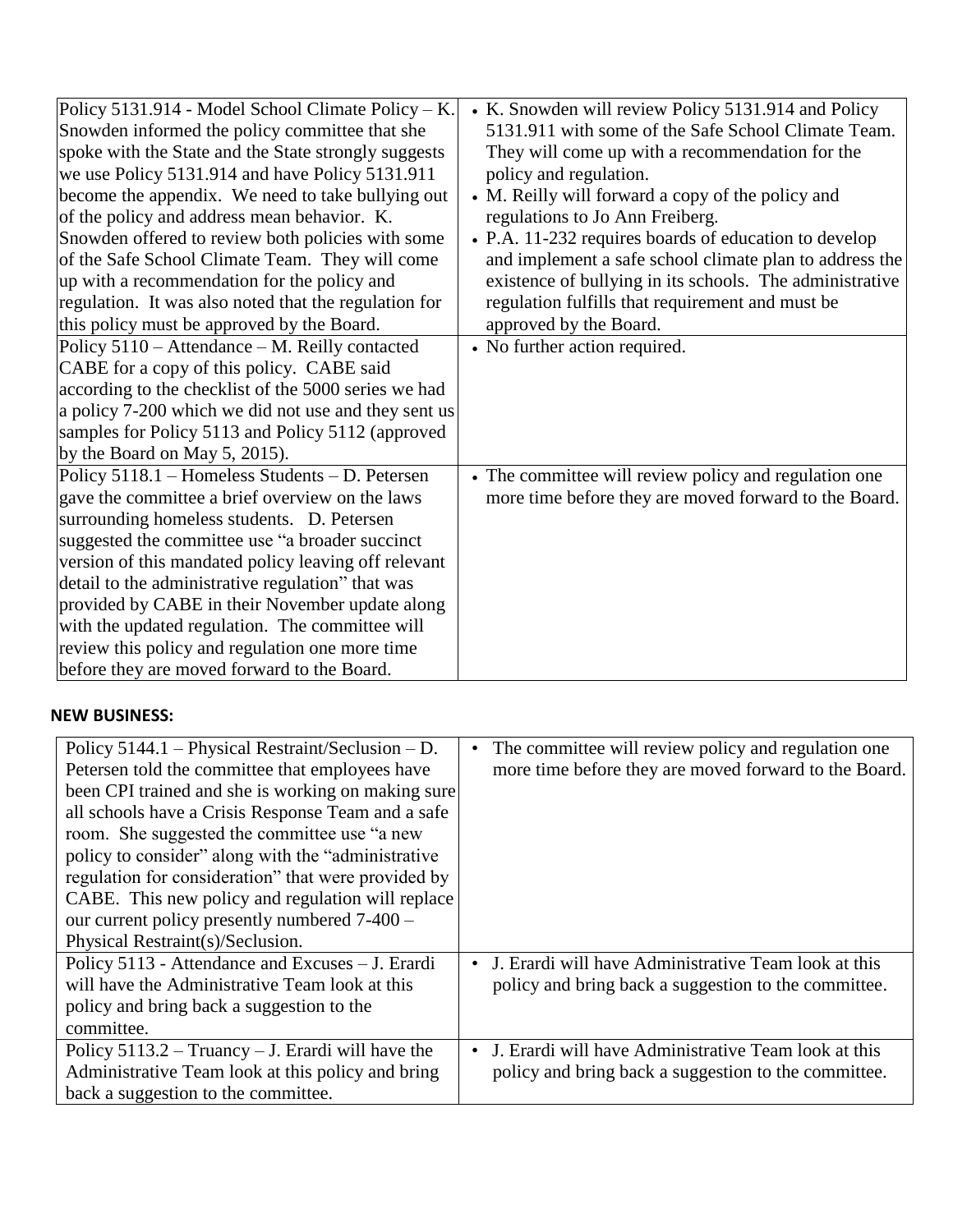| | |
|---|---|
| Policy 5131.914 - Model School Climate Policy – K. Snowden informed the policy committee that she spoke with the State and the State strongly suggests we use Policy 5131.914 and have Policy 5131.911 become the appendix. We need to take bullying out of the policy and address mean behavior. K. Snowden offered to review both policies with some of the Safe School Climate Team. They will come up with a recommendation for the policy and regulation. It was also noted that the regulation for this policy must be approved by the Board. | • K. Snowden will review Policy 5131.914 and Policy 5131.911 with some of the Safe School Climate Team. They will come up with a recommendation for the policy and regulation.<br>• M. Reilly will forward a copy of the policy and regulations to Jo Ann Freiberg.<br>• P.A. 11-232 requires boards of education to develop and implement a safe school climate plan to address the existence of bullying in its schools. The administrative regulation fulfills that requirement and must be approved by the Board. |
| Policy 5110 – Attendance – M. Reilly contacted CABE for a copy of this policy. CABE said according to the checklist of the 5000 series we had a policy 7-200 which we did not use and they sent us samples for Policy 5113 and Policy 5112 (approved by the Board on May 5, 2015). | • No further action required. |
| Policy 5118.1 – Homeless Students – D. Petersen gave the committee a brief overview on the laws surrounding homeless students. D. Petersen suggested the committee use "a broader succinct version of this mandated policy leaving off relevant detail to the administrative regulation" that was provided by CABE in their November update along with the updated regulation. The committee will review this policy and regulation one more time before they are moved forward to the Board. | • The committee will review policy and regulation one more time before they are moved forward to the Board. |

**NEW BUSINESS:**

| | |
|---|---|
| Policy 5144.1 – Physical Restraint/Seclusion – D. Petersen told the committee that employees have been CPI trained and she is working on making sure all schools have a Crisis Response Team and a safe room. She suggested the committee use "a new policy to consider" along with the "administrative regulation for consideration" that were provided by CABE. This new policy and regulation will replace our current policy presently numbered 7-400 – Physical Restraint(s)/Seclusion. | • The committee will review policy and regulation one more time before they are moved forward to the Board. |
| Policy 5113 - Attendance and Excuses – J. Erardi will have the Administrative Team look at this policy and bring back a suggestion to the committee. | • J. Erardi will have Administrative Team look at this policy and bring back a suggestion to the committee. |
| Policy 5113.2 – Truancy – J. Erardi will have the Administrative Team look at this policy and bring back a suggestion to the committee. | • J. Erardi will have Administrative Team look at this policy and bring back a suggestion to the committee. |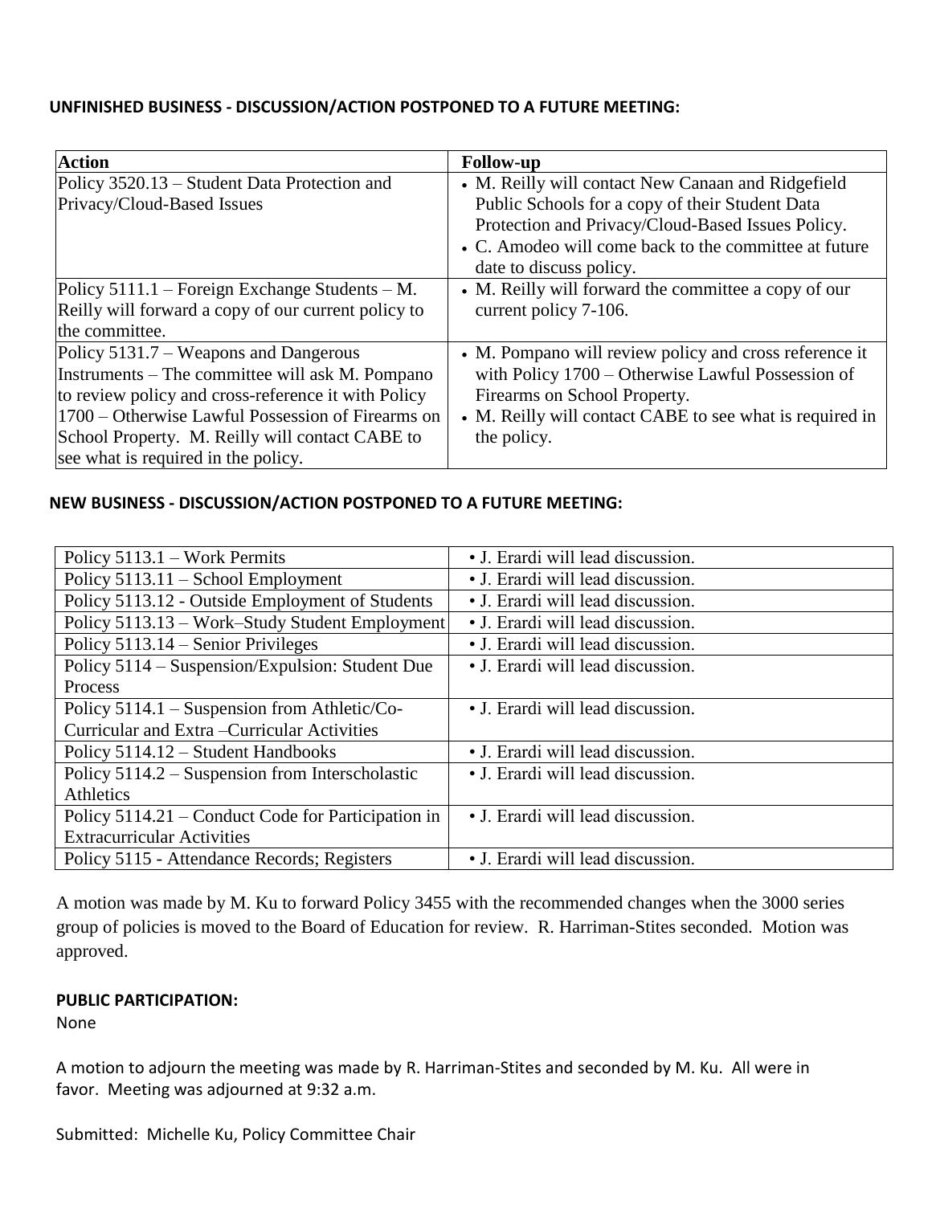**UNFINISHED BUSINESS - DISCUSSION/ACTION POSTPONED TO A FUTURE MEETING:**

| **Action** | **Follow-up** |
|---|---|
| Policy 3520.13 – Student Data Protection and Privacy/Cloud-Based Issues | • M. Reilly will contact New Canaan and Ridgefield Public Schools for a copy of their Student Data Protection and Privacy/Cloud-Based Issues Policy.<br>• C. Amodeo will come back to the committee at future date to discuss policy. |
| Policy 5111.1 – Foreign Exchange Students – M. Reilly will forward a copy of our current policy to the committee. | • M. Reilly will forward the committee a copy of our current policy 7-106. |
| Policy 5131.7 – Weapons and Dangerous Instruments – The committee will ask M. Pompano to review policy and cross-reference it with Policy 1700 – Otherwise Lawful Possession of Firearms on School Property. M. Reilly will contact CABE to see what is required in the policy. | • M. Pompano will review policy and cross reference it with Policy 1700 – Otherwise Lawful Possession of Firearms on School Property.<br>• M. Reilly will contact CABE to see what is required in the policy. |

**NEW BUSINESS - DISCUSSION/ACTION POSTPONED TO A FUTURE MEETING:**

| | |
|---|---|
| Policy 5113.1 – Work Permits | • J. Erardi will lead discussion. |
| Policy 5113.11 – School Employment | • J. Erardi will lead discussion. |
| Policy 5113.12 - Outside Employment of Students | • J. Erardi will lead discussion. |
| Policy 5113.13 – Work–Study Student Employment | • J. Erardi will lead discussion. |
| Policy 5113.14 – Senior Privileges | • J. Erardi will lead discussion. |
| Policy 5114 – Suspension/Expulsion: Student Due Process | • J. Erardi will lead discussion. |
| Policy 5114.1 – Suspension from Athletic/Co-Curricular and Extra –Curricular Activities | • J. Erardi will lead discussion. |
| Policy 5114.12 – Student Handbooks | • J. Erardi will lead discussion. |
| Policy 5114.2 – Suspension from Interscholastic Athletics | • J. Erardi will lead discussion. |
| Policy 5114.21 – Conduct Code for Participation in Extracurricular Activities | • J. Erardi will lead discussion. |
| Policy 5115 - Attendance Records; Registers | • J. Erardi will lead discussion. |

A motion was made by M. Ku to forward Policy 3455 with the recommended changes when the 3000 series group of policies is moved to the Board of Education for review. R. Harriman-Stites seconded. Motion was approved.

**PUBLIC PARTICIPATION:**

None

A motion to adjourn the meeting was made by R. Harriman-Stites and seconded by M. Ku. All were in favor. Meeting was adjourned at 9:32 a.m.

Submitted: Michelle Ku, Policy Committee Chair